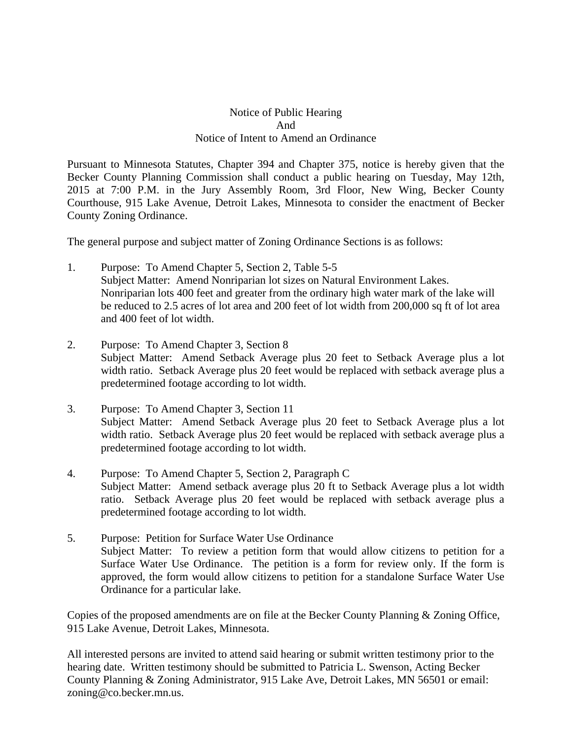# Notice of Public Hearing
# And
# Notice of Intent to Amend an Ordinance

Pursuant to Minnesota Statutes, Chapter 394 and Chapter 375, notice is hereby given that the Becker County Planning Commission shall conduct a public hearing on Tuesday, May 12th, 2015 at 7:00 P.M. in the Jury Assembly Room, 3rd Floor, New Wing, Becker County Courthouse, 915 Lake Avenue, Detroit Lakes, Minnesota to consider the enactment of Becker County Zoning Ordinance.

The general purpose and subject matter of Zoning Ordinance Sections is as follows:

1. Purpose: To Amend Chapter 5, Section 2, Table 5-5
   Subject Matter: Amend Nonriparian lot sizes on Natural Environment Lakes. Nonriparian lots 400 feet and greater from the ordinary high water mark of the lake will be reduced to 2.5 acres of lot area and 200 feet of lot width from 200,000 sq ft of lot area and 400 feet of lot width.

2. Purpose: To Amend Chapter 3, Section 8
   Subject Matter: Amend Setback Average plus 20 feet to Setback Average plus a lot width ratio. Setback Average plus 20 feet would be replaced with setback average plus a predetermined footage according to lot width.

3. Purpose: To Amend Chapter 3, Section 11
   Subject Matter: Amend Setback Average plus 20 feet to Setback Average plus a lot width ratio. Setback Average plus 20 feet would be replaced with setback average plus a predetermined footage according to lot width.

4. Purpose: To Amend Chapter 5, Section 2, Paragraph C
   Subject Matter: Amend setback average plus 20 ft to Setback Average plus a lot width ratio. Setback Average plus 20 feet would be replaced with setback average plus a predetermined footage according to lot width.

5. Purpose: Petition for Surface Water Use Ordinance
   Subject Matter: To review a petition form that would allow citizens to petition for a Surface Water Use Ordinance. The petition is a form for review only. If the form is approved, the form would allow citizens to petition for a standalone Surface Water Use Ordinance for a particular lake.

Copies of the proposed amendments are on file at the Becker County Planning & Zoning Office, 915 Lake Avenue, Detroit Lakes, Minnesota.

All interested persons are invited to attend said hearing or submit written testimony prior to the hearing date. Written testimony should be submitted to Patricia L. Swenson, Acting Becker County Planning & Zoning Administrator, 915 Lake Ave, Detroit Lakes, MN 56501 or email: zoning@co.becker.mn.us.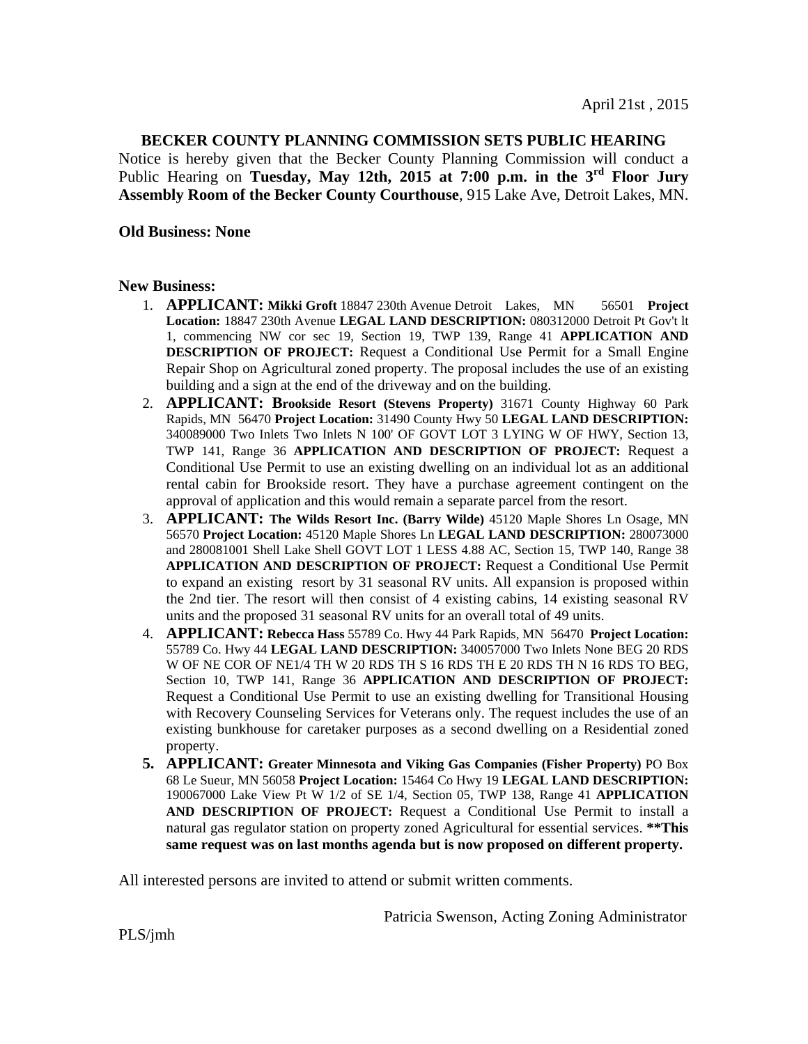April 21st , 2015

**BECKER COUNTY PLANNING COMMISSION SETS PUBLIC HEARING**

Notice is hereby given that the Becker County Planning Commission will conduct a Public Hearing on **Tuesday, May 12th, 2015 at 7:00 p.m. in the 3rd Floor Jury Assembly Room of the Becker County Courthouse**, 915 Lake Ave, Detroit Lakes, MN.

**Old Business: None**

**New Business:**

1. **APPLICANT: Mikki Groft** 18847 230th Avenue Detroit Lakes, MN 56501 **Project Location:** 18847 230th Avenue **LEGAL LAND DESCRIPTION:** 080312000 Detroit Pt Gov't lt 1, commencing NW cor sec 19, Section 19, TWP 139, Range 41 **APPLICATION AND DESCRIPTION OF PROJECT:** Request a Conditional Use Permit for a Small Engine Repair Shop on Agricultural zoned property. The proposal includes the use of an existing building and a sign at the end of the driveway and on the building.
2. **APPLICANT: Brookside Resort (Stevens Property)** 31671 County Highway 60 Park Rapids, MN 56470 **Project Location:** 31490 County Hwy 50 **LEGAL LAND DESCRIPTION:** 340089000 Two Inlets Two Inlets N 100' OF GOVT LOT 3 LYING W OF HWY, Section 13, TWP 141, Range 36 **APPLICATION AND DESCRIPTION OF PROJECT:** Request a Conditional Use Permit to use an existing dwelling on an individual lot as an additional rental cabin for Brookside resort. They have a purchase agreement contingent on the approval of application and this would remain a separate parcel from the resort.
3. **APPLICANT: The Wilds Resort Inc. (Barry Wilde)** 45120 Maple Shores Ln Osage, MN 56570 **Project Location:** 45120 Maple Shores Ln **LEGAL LAND DESCRIPTION:** 280073000 and 280081001 Shell Lake Shell GOVT LOT 1 LESS 4.88 AC, Section 15, TWP 140, Range 38 **APPLICATION AND DESCRIPTION OF PROJECT:** Request a Conditional Use Permit to expand an existing resort by 31 seasonal RV units. All expansion is proposed within the 2nd tier. The resort will then consist of 4 existing cabins, 14 existing seasonal RV units and the proposed 31 seasonal RV units for an overall total of 49 units.
4. **APPLICANT: Rebecca Hass** 55789 Co. Hwy 44 Park Rapids, MN 56470 **Project Location:** 55789 Co. Hwy 44 **LEGAL LAND DESCRIPTION:** 340057000 Two Inlets None BEG 20 RDS W OF NE COR OF NE1/4 TH W 20 RDS TH S 16 RDS TH E 20 RDS TH N 16 RDS TO BEG, Section 10, TWP 141, Range 36 **APPLICATION AND DESCRIPTION OF PROJECT:** Request a Conditional Use Permit to use an existing dwelling for Transitional Housing with Recovery Counseling Services for Veterans only. The request includes the use of an existing bunkhouse for caretaker purposes as a second dwelling on a Residential zoned property.
5. **APPLICANT: Greater Minnesota and Viking Gas Companies (Fisher Property)** PO Box 68 Le Sueur, MN 56058 **Project Location:** 15464 Co Hwy 19 **LEGAL LAND DESCRIPTION:** 190067000 Lake View Pt W 1/2 of SE 1/4, Section 05, TWP 138, Range 41 **APPLICATION AND DESCRIPTION OF PROJECT:** Request a Conditional Use Permit to install a natural gas regulator station on property zoned Agricultural for essential services. ****This same request was on last months agenda but is now proposed on different property.**

All interested persons are invited to attend or submit written comments.

Patricia Swenson, Acting Zoning Administrator

PLS/jmh